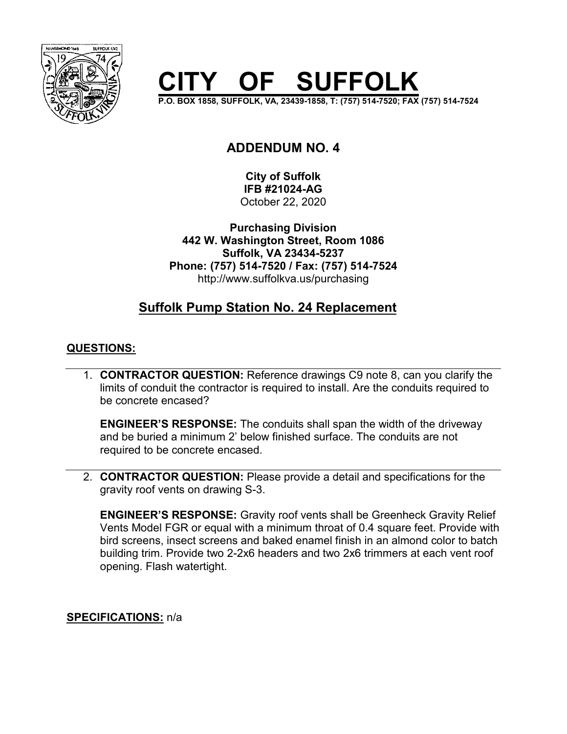# CITY OF SUFFOLK

**P.O. BOX 1858, SUFFOLK, VA, 23439-1858, T: (757) 514-7520; FAX (757) 514-7524**

## ADDENDUM NO. 4

**City of Suffolk**
**IFB #21024-AG**
October 22, 2020

**Purchasing Division**
**442 W. Washington Street, Room 1086**
**Suffolk, VA 23434-5237**
**Phone: (757) 514-7520 / Fax: (757) 514-7524**
http://www.suffolkva.us/purchasing

## Suffolk Pump Station No. 24 Replacement

**QUESTIONS:**

1. **CONTRACTOR QUESTION:** Reference drawings C9 note 8, can you clarify the limits of conduit the contractor is required to install. Are the conduits required to be concrete encased?

   **ENGINEER'S RESPONSE:** The conduits shall span the width of the driveway and be buried a minimum 2' below finished surface. The conduits are not required to be concrete encased.

2. **CONTRACTOR QUESTION:** Please provide a detail and specifications for the gravity roof vents on drawing S-3.

   **ENGINEER'S RESPONSE:** Gravity roof vents shall be Greenheck Gravity Relief Vents Model FGR or equal with a minimum throat of 0.4 square feet. Provide with bird screens, insect screens and baked enamel finish in an almond color to batch building trim. Provide two 2-2x6 headers and two 2x6 trimmers at each vent roof opening. Flash watertight.

**SPECIFICATIONS:** n/a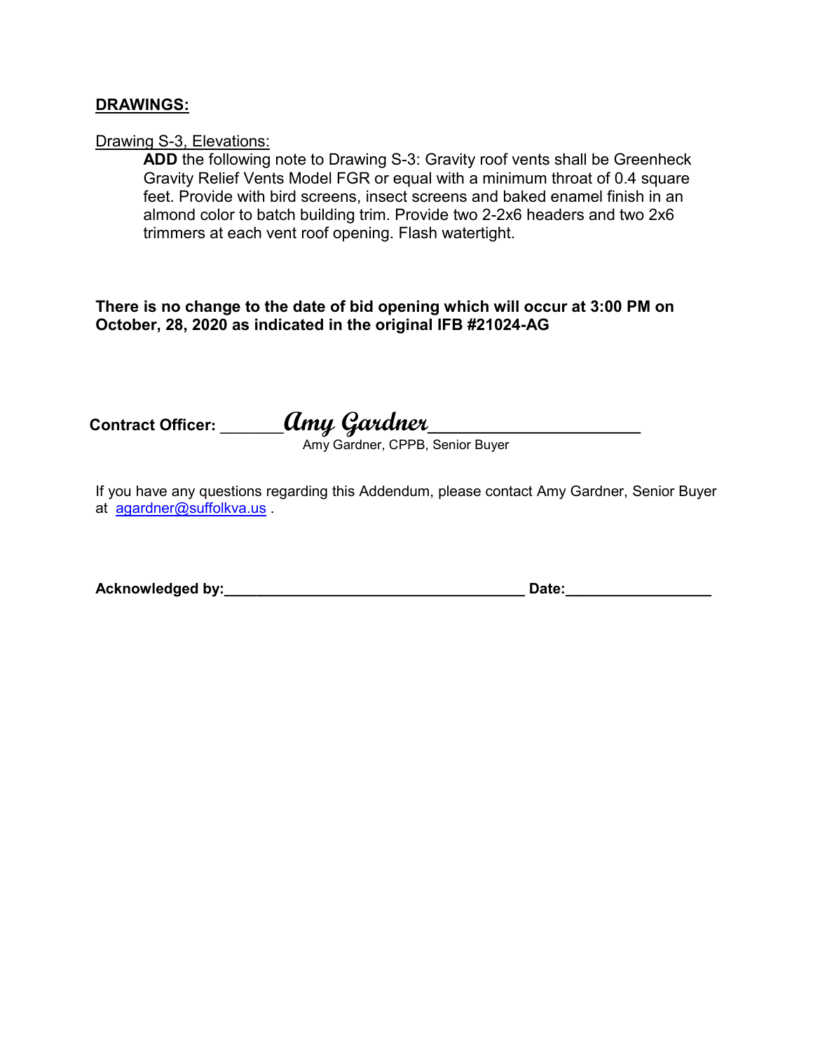## DRAWINGS:

Drawing S-3, Elevations:

**ADD** the following note to Drawing S-3: Gravity roof vents shall be Greenheck Gravity Relief Vents Model FGR or equal with a minimum throat of 0.4 square feet. Provide with bird screens, insect screens and baked enamel finish in an almond color to batch building trim. Provide two 2-2x6 headers and two 2x6 trimmers at each vent roof opening. Flash watertight.

**There is no change to the date of bid opening which will occur at 3:00 PM on October, 28, 2020 as indicated in the original IFB #21024-AG**

**Contract Officer:** _______*Amy Gardner*_____________________

Amy Gardner, CPPB, Senior Buyer

If you have any questions regarding this Addendum, please contact Amy Gardner, Senior Buyer at agardner@suffolkva.us .

**Acknowledged by:**_____________________________________ **Date:**__________________